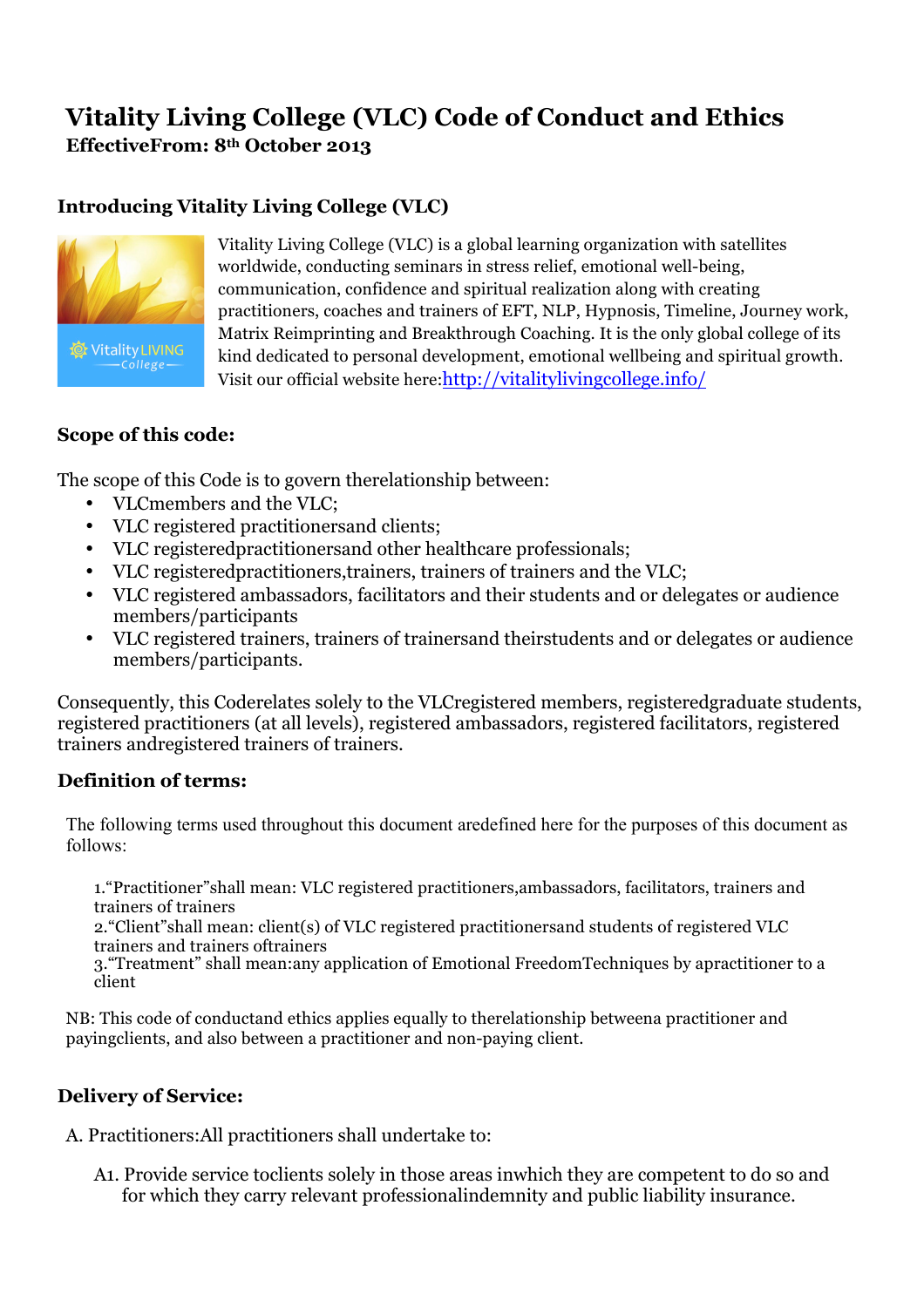# Vitality Living College (VLC) Code of Conduct and Ethics

**EffectiveFrom: 8th October 2013**

## Introducing Vitality Living College (VLC)

Vitality Living College (VLC) is a global learning organization with satellites worldwide, conducting seminars in stress relief, emotional well-being, communication, confidence and spiritual realization along with creating practitioners, coaches and trainers of EFT, NLP, Hypnosis, Timeline, Journey work, Matrix Reimprinting and Breakthrough Coaching. It is the only global college of its kind dedicated to personal development, emotional wellbeing and spiritual growth. Visit our official website here:[http://vitalitylivingcollege.info/](http://vitalitylivingcollege.info/)

## Scope of this code:

The scope of this Code is to govern therelationship between:

- VLCmembers and the VLC;
- VLC registered practitionersand clients;
- VLC registeredpractitionersand other healthcare professionals;
- VLC registeredpractitioners,trainers, trainers of trainers and the VLC;
- VLC registered ambassadors, facilitators and their students and or delegates or audience members/participants
- VLC registered trainers, trainers of trainersand theirstudents and or delegates or audience members/participants.

Consequently, this Coderelates solely to the VLCregistered members, registeredgraduate students, registered practitioners (at all levels), registered ambassadors, registered facilitators, registered trainers andregistered trainers of trainers.

## Definition of terms:

The following terms used throughout this document aredefined here for the purposes of this document as follows:

1. "Practitioner"shall mean: VLC registered practitioners,ambassadors, facilitators, trainers and trainers of trainers
2. "Client"shall mean: client(s) of VLC registered practitionersand students of registered VLC trainers and trainers oftrainers
3. "Treatment" shall mean:any application of Emotional FreedomTechniques by apractitioner to a client

NB: This code of conductand ethics applies equally to therelationship betweena practitioner and payingclients, and also between a practitioner and non-paying client.

## Delivery of Service:

A. Practitioners:All practitioners shall undertake to:

A1. Provide service toclients solely in those areas inwhich they are competent to do so and for which they carry relevant professionalindemnity and public liability insurance.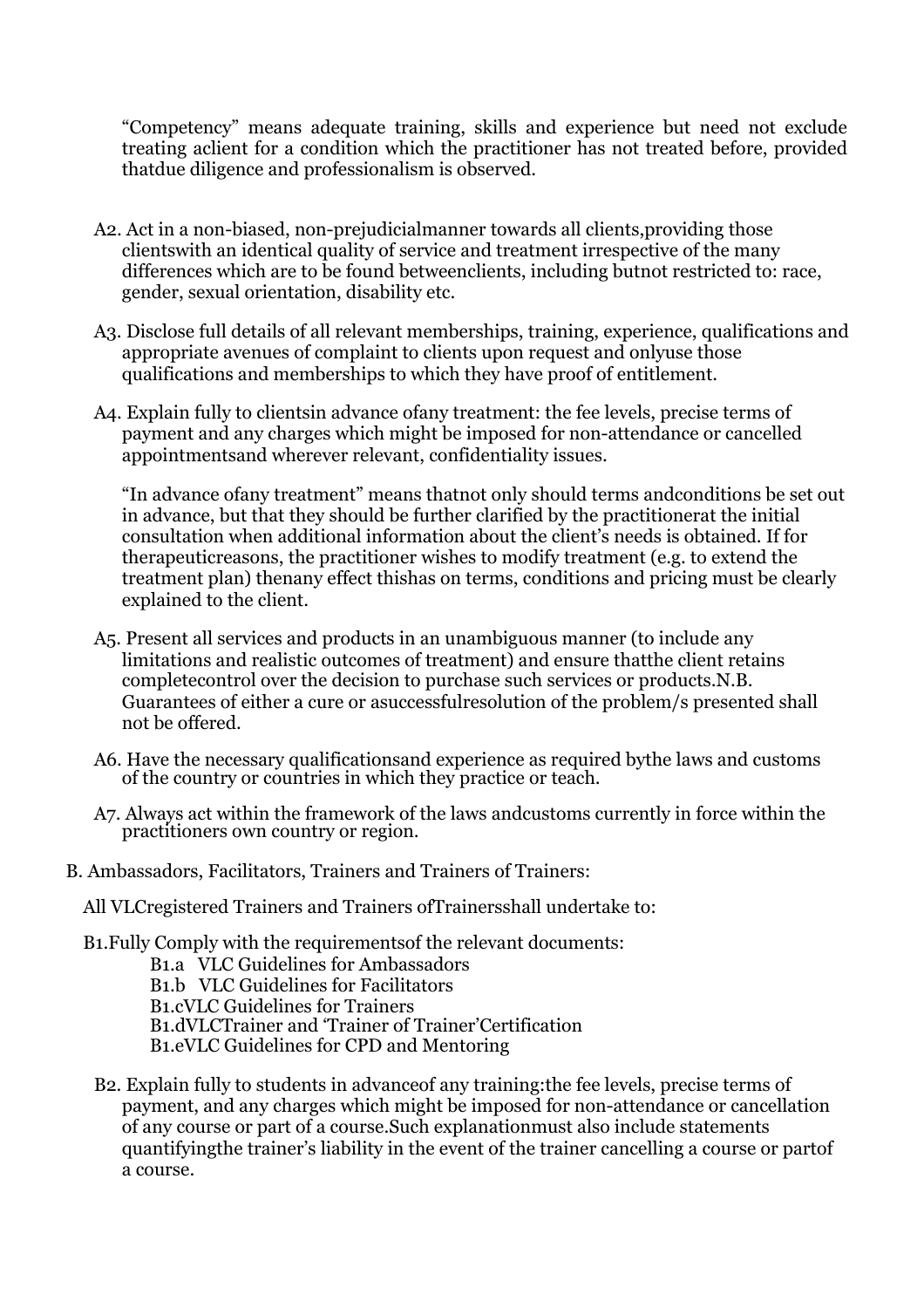"Competency" means adequate training, skills and experience but need not exclude treating aclient for a condition which the practitioner has not treated before, provided thatdue diligence and professionalism is observed.

A2. Act in a non-biased, non-prejudicialmanner towards all clients,providing those clientswith an identical quality of service and treatment irrespective of the many differences which are to be found betweenclients, including butnot restricted to: race, gender, sexual orientation, disability etc.

A3. Disclose full details of all relevant memberships, training, experience, qualifications and appropriate avenues of complaint to clients upon request and onlyuse those qualifications and memberships to which they have proof of entitlement.

A4. Explain fully to clientsin advance ofany treatment: the fee levels, precise terms of payment and any charges which might be imposed for non-attendance or cancelled appointmentsand wherever relevant, confidentiality issues.

"In advance ofany treatment" means thatnot only should terms andconditions be set out in advance, but that they should be further clarified by the practitionerat the initial consultation when additional information about the client's needs is obtained. If for therapeuticreasons, the practitioner wishes to modify treatment (e.g. to extend the treatment plan) thenany effect thishas on terms, conditions and pricing must be clearly explained to the client.

A5. Present all services and products in an unambiguous manner (to include any limitations and realistic outcomes of treatment) and ensure thatthe client retains completecontrol over the decision to purchase such services or products.N.B. Guarantees of either a cure or asuccessfulresolution of the problem/s presented shall not be offered.

A6. Have the necessary qualificationsand experience as required bythe laws and customs of the country or countries in which they practice or teach.

A7. Always act within the framework of the laws andcustoms currently in force within the practitioners own country or region.

B. Ambassadors, Facilitators, Trainers and Trainers of Trainers:

All VLCregistered Trainers and Trainers ofTrainersshall undertake to:

B1.Fully Comply with the requirementsof the relevant documents:

- B1.a VLC Guidelines for Ambassadors
- B1.b VLC Guidelines for Facilitators
- B1.cVLC Guidelines for Trainers
- B1.dVLCTrainer and 'Trainer of Trainer'Certification
- B1.eVLC Guidelines for CPD and Mentoring

B2. Explain fully to students in advanceof any training:the fee levels, precise terms of payment, and any charges which might be imposed for non-attendance or cancellation of any course or part of a course.Such explanationmust also include statements quantifyingthe trainer's liability in the event of the trainer cancelling a course or partof a course.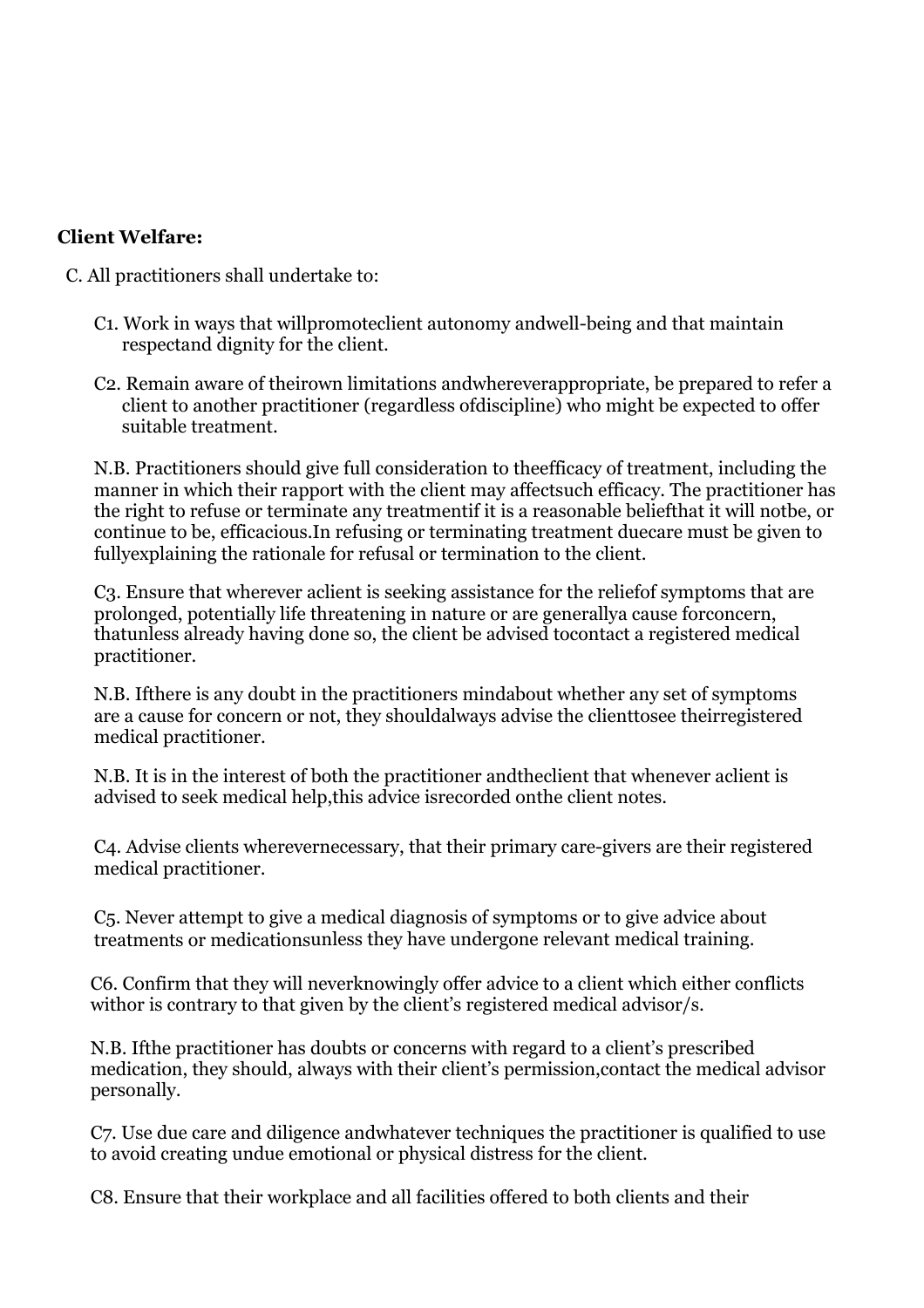**Client Welfare:**

C. All practitioners shall undertake to:

C1. Work in ways that willpromoteclient autonomy andwell-being and that maintain respectand dignity for the client.

C2. Remain aware of theirown limitations andwhereverappropriate, be prepared to refer a client to another practitioner (regardless ofdiscipline) who might be expected to offer suitable treatment.

N.B. Practitioners should give full consideration to theefficacy of treatment, including the manner in which their rapport with the client may affectsuch efficacy. The practitioner has the right to refuse or terminate any treatmentif it is a reasonable beliefthat it will notbe, or continue to be, efficacious.In refusing or terminating treatment duecare must be given to fullyexplaining the rationale for refusal or termination to the client.

C3. Ensure that wherever aclient is seeking assistance for the reliefof symptoms that are prolonged, potentially life threatening in nature or are generallya cause forconcern, thatunless already having done so, the client be advised tocontact a registered medical practitioner.

N.B. Ifthere is any doubt in the practitioners mindabout whether any set of symptoms are a cause for concern or not, they shouldalways advise the clienttosee theirregistered medical practitioner.

N.B. It is in the interest of both the practitioner andtheclient that whenever aclient is advised to seek medical help,this advice isrecorded onthe client notes.

C4. Advise clients wherevernecessary, that their primary care-givers are their registered medical practitioner.

C5. Never attempt to give a medical diagnosis of symptoms or to give advice about treatments or medicationsunless they have undergone relevant medical training.

C6. Confirm that they will neverknowingly offer advice to a client which either conflicts withor is contrary to that given by the client's registered medical advisor/s.

N.B. Ifthe practitioner has doubts or concerns with regard to a client's prescribed medication, they should, always with their client's permission,contact the medical advisor personally.

C7. Use due care and diligence andwhatever techniques the practitioner is qualified to use to avoid creating undue emotional or physical distress for the client.

C8. Ensure that their workplace and all facilities offered to both clients and their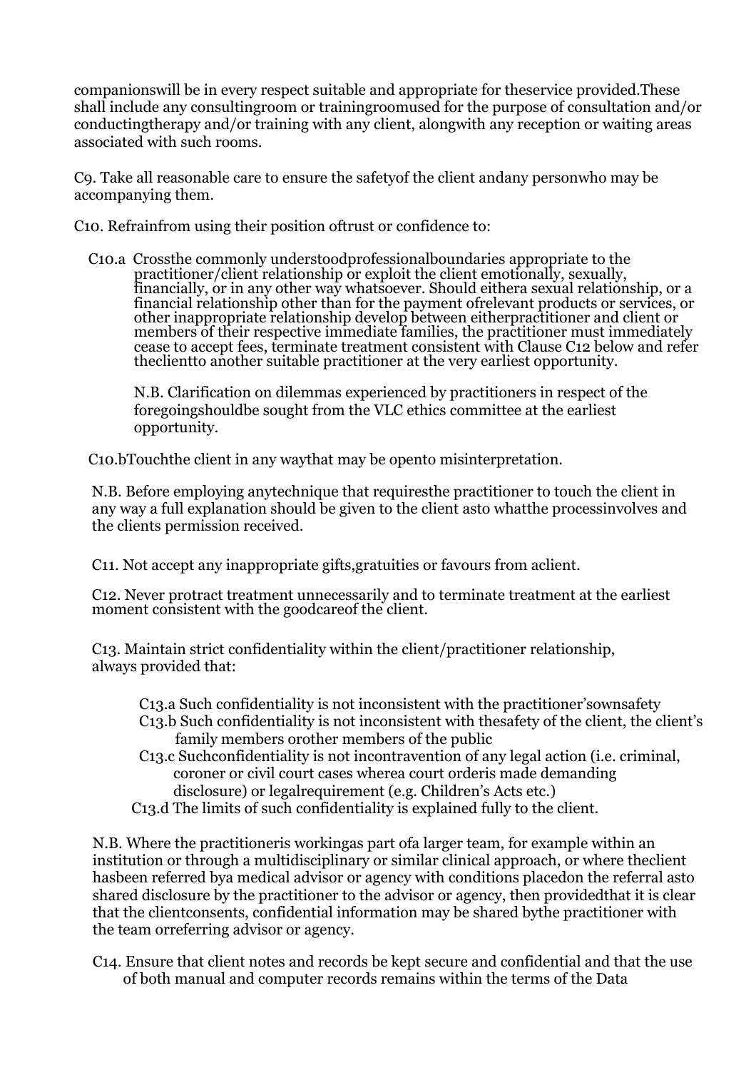companionswill be in every respect suitable and appropriate for theservice provided.These shall include any consultingroom or trainingroomused for the purpose of consultation and/or conductingtherapy and/or training with any client, alongwith any reception or waiting areas associated with such rooms.

C9. Take all reasonable care to ensure the safetyof the client andany personwho may be accompanying them.

C10. Refrainfrom using their position oftrust or confidence to:

C10.a Crossthe commonly understoodprofessionalboundaries appropriate to the practitioner/client relationship or exploit the client emotionally, sexually, financially, or in any other way whatsoever. Should eithera sexual relationship, or a financial relationship other than for the payment ofrelevant products or services, or other inappropriate relationship develop between eitherpractitioner and client or members of their respective immediate families, the practitioner must immediately cease to accept fees, terminate treatment consistent with Clause C12 below and refer theclientto another suitable practitioner at the very earliest opportunity.

N.B. Clarification on dilemmas experienced by practitioners in respect of the foregoingshouldbe sought from the VLC ethics committee at the earliest opportunity.

C10.bTouchthe client in any waythat may be opento misinterpretation.

N.B. Before employing anytechnique that requiresthe practitioner to touch the client in any way a full explanation should be given to the client asto whatthe processinvolves and the clients permission received.

C11. Not accept any inappropriate gifts,gratuities or favours from aclient.

C12. Never protract treatment unnecessarily and to terminate treatment at the earliest moment consistent with the goodcareof the client.

C13. Maintain strict confidentiality within the client/practitioner relationship, always provided that:

- C13.a Such confidentiality is not inconsistent with the practitioner'sownsafety
- C13.b Such confidentiality is not inconsistent with thesafety of the client, the client's family members orother members of the public
- C13.c Suchconfidentiality is not incontravention of any legal action (i.e. criminal, coroner or civil court cases wherea court orderis made demanding disclosure) or legalrequirement (e.g. Children's Acts etc.)
- C13.d The limits of such confidentiality is explained fully to the client.

N.B. Where the practitioneris workingas part ofa larger team, for example within an institution or through a multidisciplinary or similar clinical approach, or where theclient hasbeen referred bya medical advisor or agency with conditions placedon the referral asto shared disclosure by the practitioner to the advisor or agency, then providedthat it is clear that the clientconsents, confidential information may be shared bythe practitioner with the team orreferring advisor or agency.

C14. Ensure that client notes and records be kept secure and confidential and that the use of both manual and computer records remains within the terms of the Data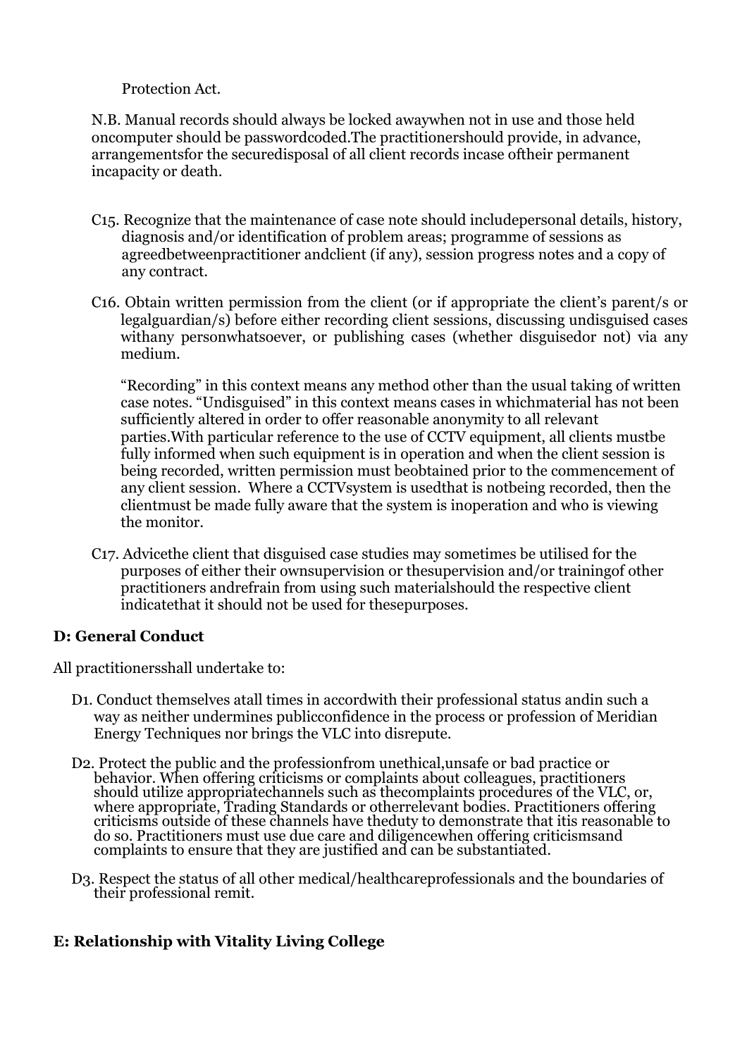Protection Act.

N.B. Manual records should always be locked awaywhen not in use and those held oncomputer should be passwordcoded.The practitionershould provide, in advance, arrangementsfor the securedisposal of all client records incase oftheir permanent incapacity or death.

C15. Recognize that the maintenance of case note should includepersonal details, history, diagnosis and/or identification of problem areas; programme of sessions as agreedbetweenpractitioner andclient (if any), session progress notes and a copy of any contract.

C16. Obtain written permission from the client (or if appropriate the client's parent/s or legalguardian/s) before either recording client sessions, discussing undisguised cases withany personwhatsoever, or publishing cases (whether disguisedor not) via any medium.

"Recording" in this context means any method other than the usual taking of written case notes. "Undisguised" in this context means cases in whichmaterial has not been sufficiently altered in order to offer reasonable anonymity to all relevant parties.With particular reference to the use of CCTV equipment, all clients mustbe fully informed when such equipment is in operation and when the client session is being recorded, written permission must beobtained prior to the commencement of any client session. Where a CCTVsystem is usedthat is notbeing recorded, then the clientmust be made fully aware that the system is inoperation and who is viewing the monitor.

C17. Advicethe client that disguised case studies may sometimes be utilised for the purposes of either their ownsupervision or thesupervision and/or trainingof other practitioners andrefrain from using such materialshould the respective client indicatethat it should not be used for thesepurposes.

## D: General Conduct

All practitionersshall undertake to:

D1. Conduct themselves atall times in accordwith their professional status andin such a way as neither undermines publicconfidence in the process or profession of Meridian Energy Techniques nor brings the VLC into disrepute.

D2. Protect the public and the professionfrom unethical,unsafe or bad practice or behavior. When offering criticisms or complaints about colleagues, practitioners should utilize appropriatechannels such as thecomplaints procedures of the VLC, or, where appropriate, Trading Standards or otherrelevant bodies. Practitioners offering criticisms outside of these channels have theduty to demonstrate that itis reasonable to do so. Practitioners must use due care and diligencewhen offering criticismsand complaints to ensure that they are justified and can be substantiated.

D3. Respect the status of all other medical/healthcareprofessionals and the boundaries of their professional remit.

## E: Relationship with Vitality Living College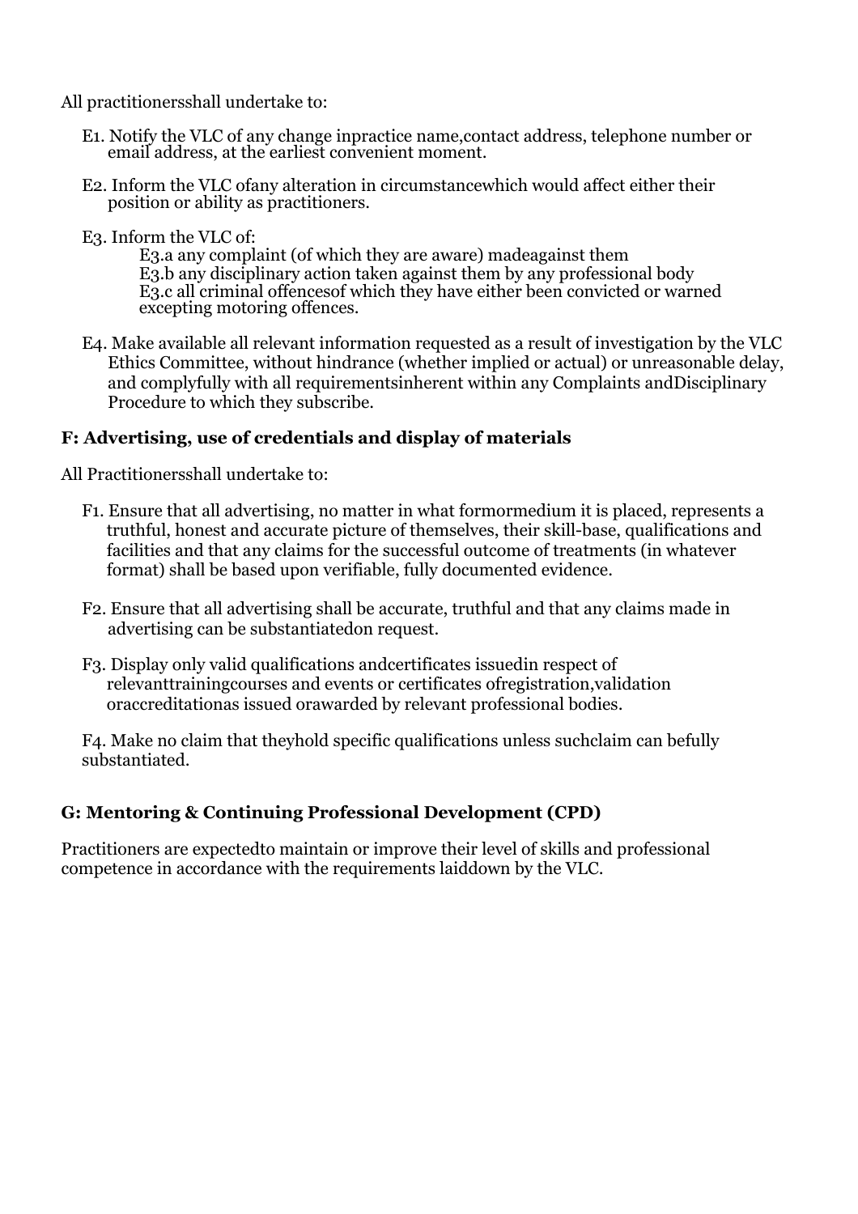All practitionersshall undertake to:

- E1. Notify the VLC of any change inpractice name,contact address, telephone number or email address, at the earliest convenient moment.
- E2. Inform the VLC ofany alteration in circumstancewhich would affect either their position or ability as practitioners.
- E3. Inform the VLC of:
  - E3.a any complaint (of which they are aware) madeagainst them
  - E3.b any disciplinary action taken against them by any professional body
  - E3.c all criminal offencesof which they have either been convicted or warned excepting motoring offences.
- E4. Make available all relevant information requested as a result of investigation by the VLC Ethics Committee, without hindrance (whether implied or actual) or unreasonable delay, and complyfully with all requirementsinherent within any Complaints andDisciplinary Procedure to which they subscribe.

**F: Advertising, use of credentials and display of materials**

All Practitionersshall undertake to:

- F1. Ensure that all advertising, no matter in what formormedium it is placed, represents a truthful, honest and accurate picture of themselves, their skill-base, qualifications and facilities and that any claims for the successful outcome of treatments (in whatever format) shall be based upon verifiable, fully documented evidence.
- F2. Ensure that all advertising shall be accurate, truthful and that any claims made in advertising can be substantiatedon request.
- F3. Display only valid qualifications andcertificates issuedin respect of relevanttrainingcourses and events or certificates ofregistration,validation oraccreditationas issued orawarded by relevant professional bodies.
- F4. Make no claim that theyhold specific qualifications unless suchclaim can befully substantiated.

**G: Mentoring & Continuing Professional Development (CPD)**

Practitioners are expectedto maintain or improve their level of skills and professional competence in accordance with the requirements laiddown by the VLC.